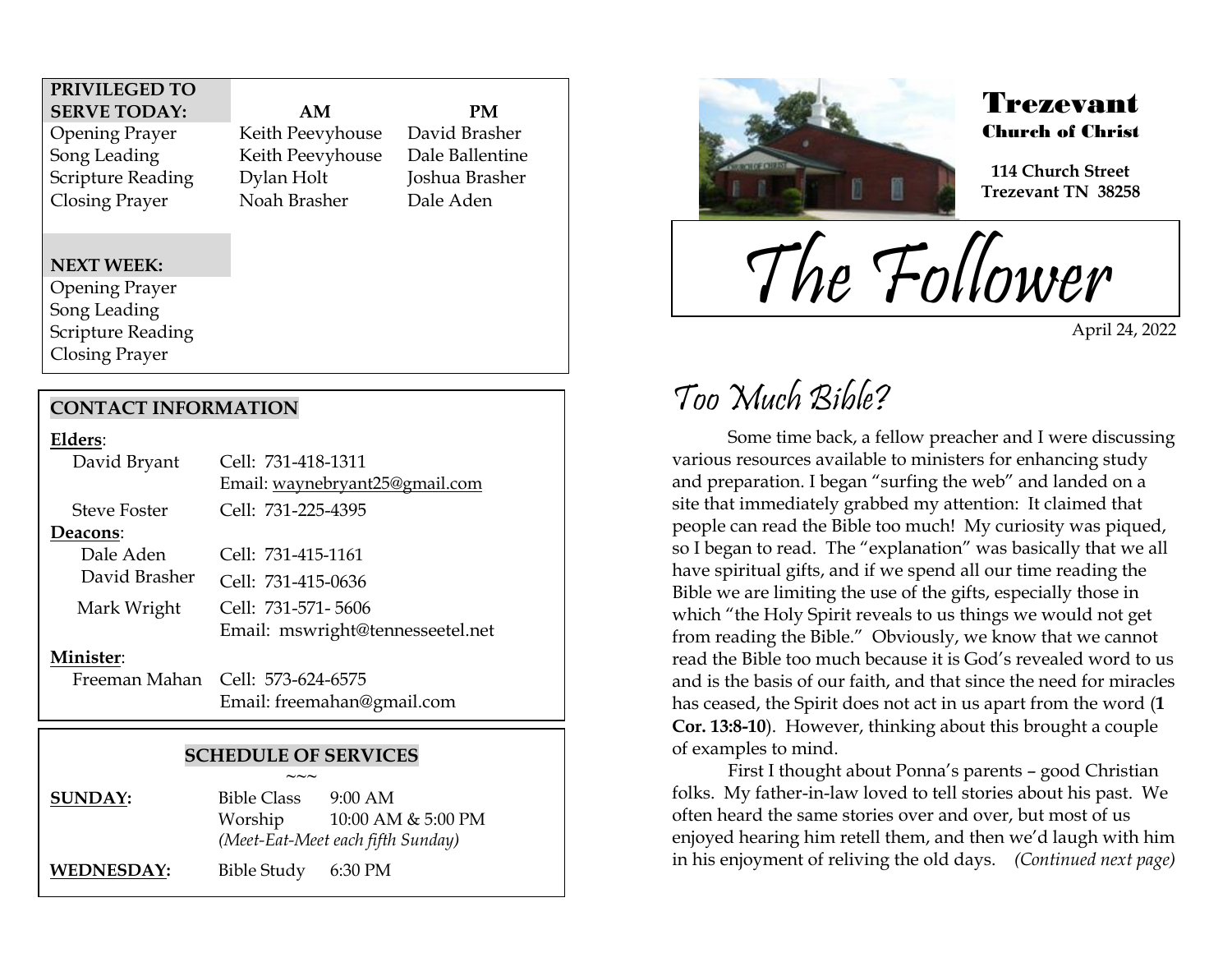| PRIVILEGED TO SERVE TODAY: | AM | PM |
| --- | --- | --- |
| Opening Prayer | Keith Peevyhouse | David Brasher |
| Song Leading | Keith Peevyhouse | Dale Ballentine |
| Scripture Reading | Dylan Holt | Joshua Brasher |
| Closing Prayer | Noah Brasher | Dale Aden |

**NEXT WEEK:**
Opening Prayer
Song Leading
Scripture Reading
Closing Prayer

## CONTACT INFORMATION

**Elders**:
David Bryant — Cell: 731-418-1311
Email: waynebryant25@gmail.com
Steve Foster — Cell: 731-225-4395

**Deacons**:
Dale Aden — Cell: 731-415-1161
David Brasher — Cell: 731-415-0636
Mark Wright — Cell: 731-571- 5606
Email: mswright@tennesseetel.net

**Minister**:
Freeman Mahan — Cell: 573-624-6575
Email: freemahan@gmail.com

## SCHEDULE OF SERVICES

~~~

**SUNDAY:** Bible Class 9:00 AM
Worship 10:00 AM & 5:00 PM
*(Meet-Eat-Meet each fifth Sunday)*

**WEDNESDAY:** Bible Study 6:30 PM

# Trezevant Church of Christ

**114 Church Street**
**Trezevant TN 38258**

# The Follower

April 24, 2022

## Too Much Bible?

Some time back, a fellow preacher and I were discussing various resources available to ministers for enhancing study and preparation. I began "surfing the web" and landed on a site that immediately grabbed my attention: It claimed that people can read the Bible too much! My curiosity was piqued, so I began to read. The "explanation" was basically that we all have spiritual gifts, and if we spend all our time reading the Bible we are limiting the use of the gifts, especially those in which "the Holy Spirit reveals to us things we would not get from reading the Bible." Obviously, we know that we cannot read the Bible too much because it is God's revealed word to us and is the basis of our faith, and that since the need for miracles has ceased, the Spirit does not act in us apart from the word (**1 Cor. 13:8-10**). However, thinking about this brought a couple of examples to mind.

First I thought about Ponna's parents – good Christian folks. My father-in-law loved to tell stories about his past. We often heard the same stories over and over, but most of us enjoyed hearing him retell them, and then we'd laugh with him in his enjoyment of reliving the old days. *(Continued next page)*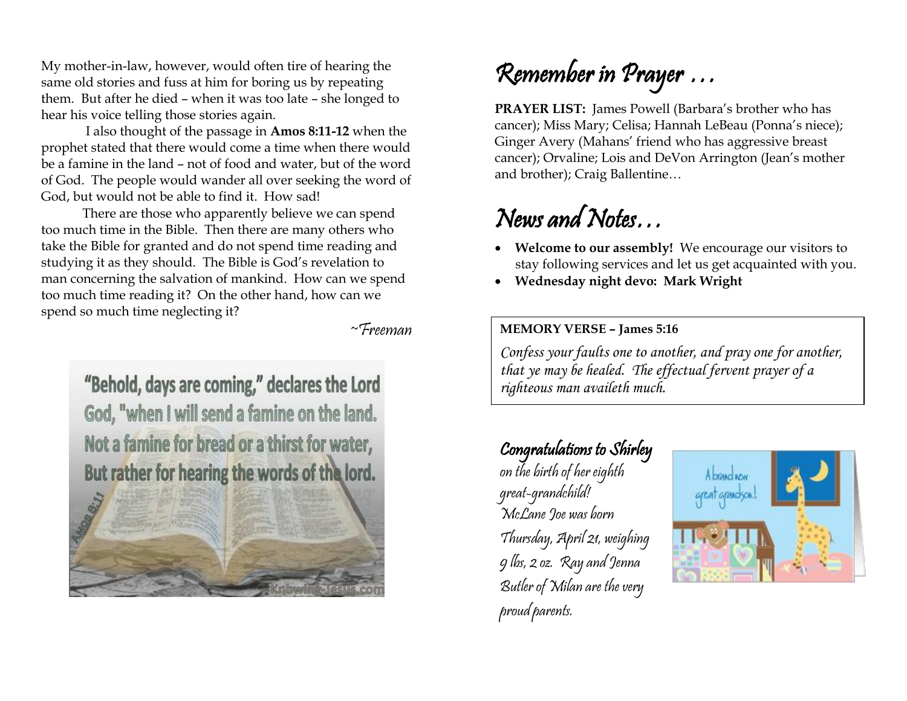My mother-in-law, however, would often tire of hearing the same old stories and fuss at him for boring us by repeating them. But after he died – when it was too late – she longed to hear his voice telling those stories again.

I also thought of the passage in **Amos 8:11-12** when the prophet stated that there would come a time when there would be a famine in the land – not of food and water, but of the word of God. The people would wander all over seeking the word of God, but would not be able to find it. How sad!

There are those who apparently believe we can spend too much time in the Bible. Then there are many others who take the Bible for granted and do not spend time reading and studying it as they should. The Bible is God's revelation to man concerning the salvation of mankind. How can we spend too much time reading it? On the other hand, how can we spend so much time neglecting it?

*~Freeman*

"Behold, days are coming," declares the Lord God, "when I will send a famine on the land. Not a famine for bread or a thirst for water, But rather for hearing the words of the lord.

Amos 8:11

Knowing-Jesus.com

# *Remember in Prayer …*

**PRAYER LIST:** James Powell (Barbara's brother who has cancer); Miss Mary; Celisa; Hannah LeBeau (Ponna's niece); Ginger Avery (Mahans' friend who has aggressive breast cancer); Orvaline; Lois and DeVon Arrington (Jean's mother and brother); Craig Ballentine…

# *News and Notes…*

- **Welcome to our assembly!** We encourage our visitors to stay following services and let us get acquainted with you.
- **Wednesday night devo: Mark Wright**

**MEMORY VERSE – James 5:16**

*Confess your faults one to another, and pray one for another, that ye may be healed. The effectual fervent prayer of a righteous man availeth much.*

## *Congratulations to Shirley*

*on the birth of her eighth great-grandchild! McLane Joe was born Thursday, April 21, weighing 9 lbs, 2 oz. Ray and Jenna Butler of Milan are the very proud parents.*

A brand new great grandson!